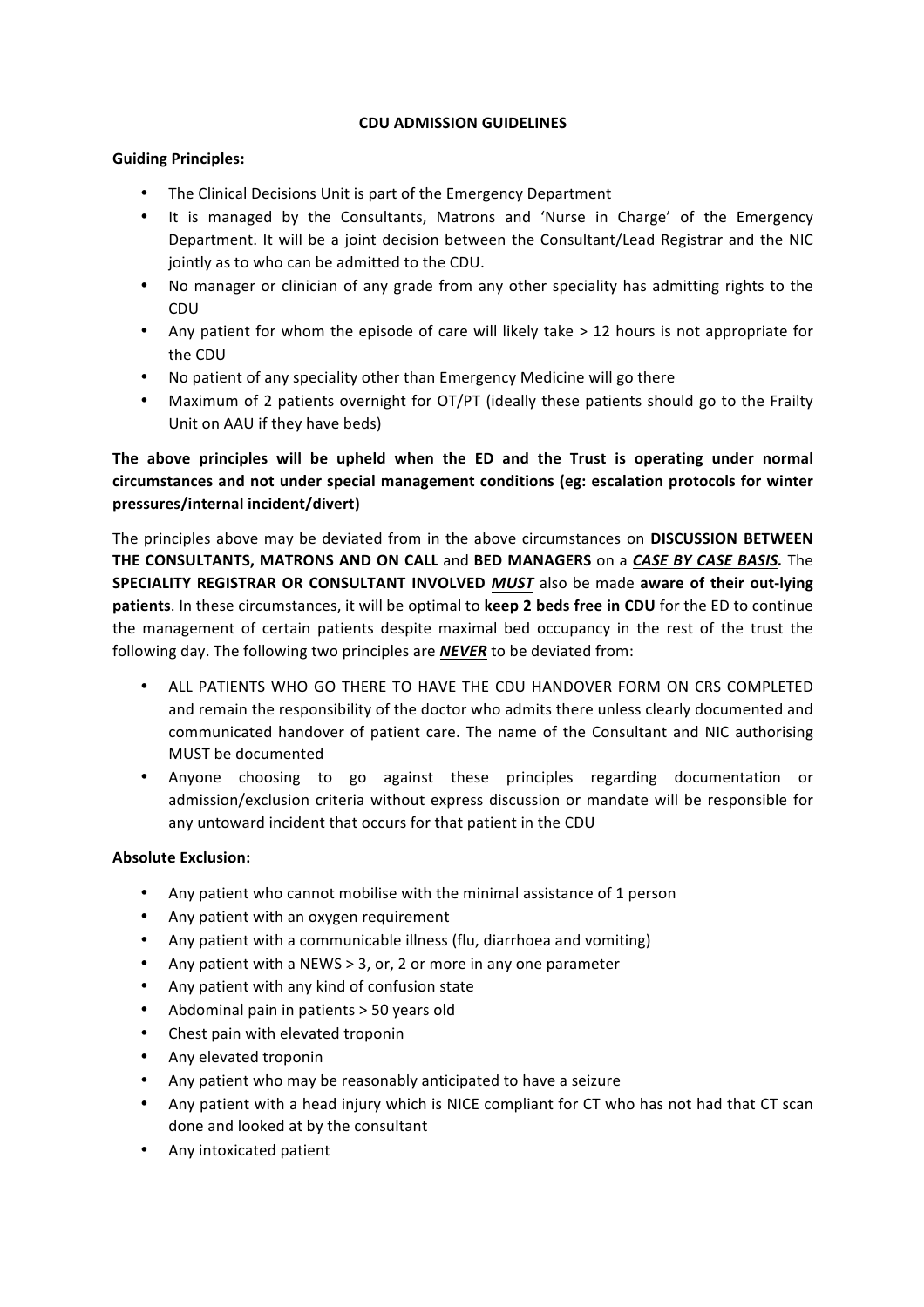# CDU ADMISSION GUIDELINES

**Guiding Principles:**

- The Clinical Decisions Unit is part of the Emergency Department
- It is managed by the Consultants, Matrons and 'Nurse in Charge' of the Emergency Department. It will be a joint decision between the Consultant/Lead Registrar and the NIC jointly as to who can be admitted to the CDU.
- No manager or clinician of any grade from any other speciality has admitting rights to the CDU
- Any patient for whom the episode of care will likely take > 12 hours is not appropriate for the CDU
- No patient of any speciality other than Emergency Medicine will go there
- Maximum of 2 patients overnight for OT/PT (ideally these patients should go to the Frailty Unit on AAU if they have beds)

**The above principles will be upheld when the ED and the Trust is operating under normal circumstances and not under special management conditions (eg: escalation protocols for winter pressures/internal incident/divert)**

The principles above may be deviated from in the above circumstances on **DISCUSSION BETWEEN THE CONSULTANTS, MATRONS AND ON CALL** and **BED MANAGERS** on a ***CASE BY CASE BASIS.*** The **SPECIALITY REGISTRAR OR CONSULTANT INVOLVED *MUST*** also be made **aware of their out-lying patients**. In these circumstances, it will be optimal to **keep 2 beds free in CDU** for the ED to continue the management of certain patients despite maximal bed occupancy in the rest of the trust the following day. The following two principles are ***NEVER*** to be deviated from:

- ALL PATIENTS WHO GO THERE TO HAVE THE CDU HANDOVER FORM ON CRS COMPLETED and remain the responsibility of the doctor who admits there unless clearly documented and communicated handover of patient care. The name of the Consultant and NIC authorising MUST be documented
- Anyone choosing to go against these principles regarding documentation or admission/exclusion criteria without express discussion or mandate will be responsible for any untoward incident that occurs for that patient in the CDU

**Absolute Exclusion:**

- Any patient who cannot mobilise with the minimal assistance of 1 person
- Any patient with an oxygen requirement
- Any patient with a communicable illness (flu, diarrhoea and vomiting)
- Any patient with a NEWS > 3, or, 2 or more in any one parameter
- Any patient with any kind of confusion state
- Abdominal pain in patients > 50 years old
- Chest pain with elevated troponin
- Any elevated troponin
- Any patient who may be reasonably anticipated to have a seizure
- Any patient with a head injury which is NICE compliant for CT who has not had that CT scan done and looked at by the consultant
- Any intoxicated patient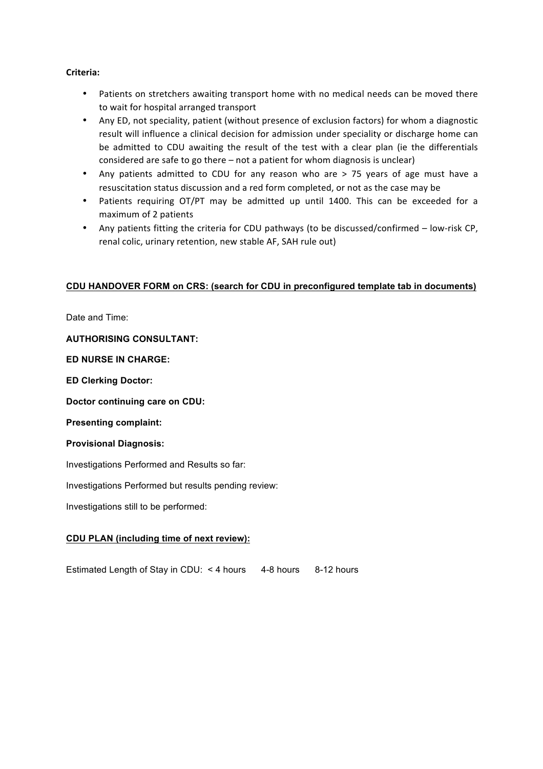**Criteria:**

- Patients on stretchers awaiting transport home with no medical needs can be moved there to wait for hospital arranged transport
- Any ED, not speciality, patient (without presence of exclusion factors) for whom a diagnostic result will influence a clinical decision for admission under speciality or discharge home can be admitted to CDU awaiting the result of the test with a clear plan (ie the differentials considered are safe to go there – not a patient for whom diagnosis is unclear)
- Any patients admitted to CDU for any reason who are > 75 years of age must have a resuscitation status discussion and a red form completed, or not as the case may be
- Patients requiring OT/PT may be admitted up until 1400. This can be exceeded for a maximum of 2 patients
- Any patients fitting the criteria for CDU pathways (to be discussed/confirmed – low-risk CP, renal colic, urinary retention, new stable AF, SAH rule out)

<u>**CDU HANDOVER FORM on CRS: (search for CDU in preconfigured template tab in documents)**</u>

Date and Time:

**AUTHORISING CONSULTANT:**

**ED NURSE IN CHARGE:**

**ED Clerking Doctor:**

**Doctor continuing care on CDU:**

**Presenting complaint:**

**Provisional Diagnosis:**

Investigations Performed and Results so far:

Investigations Performed but results pending review:

Investigations still to be performed:

<u>**CDU PLAN (including time of next review):**</u>

Estimated Length of Stay in CDU: < 4 hours 4-8 hours 8-12 hours